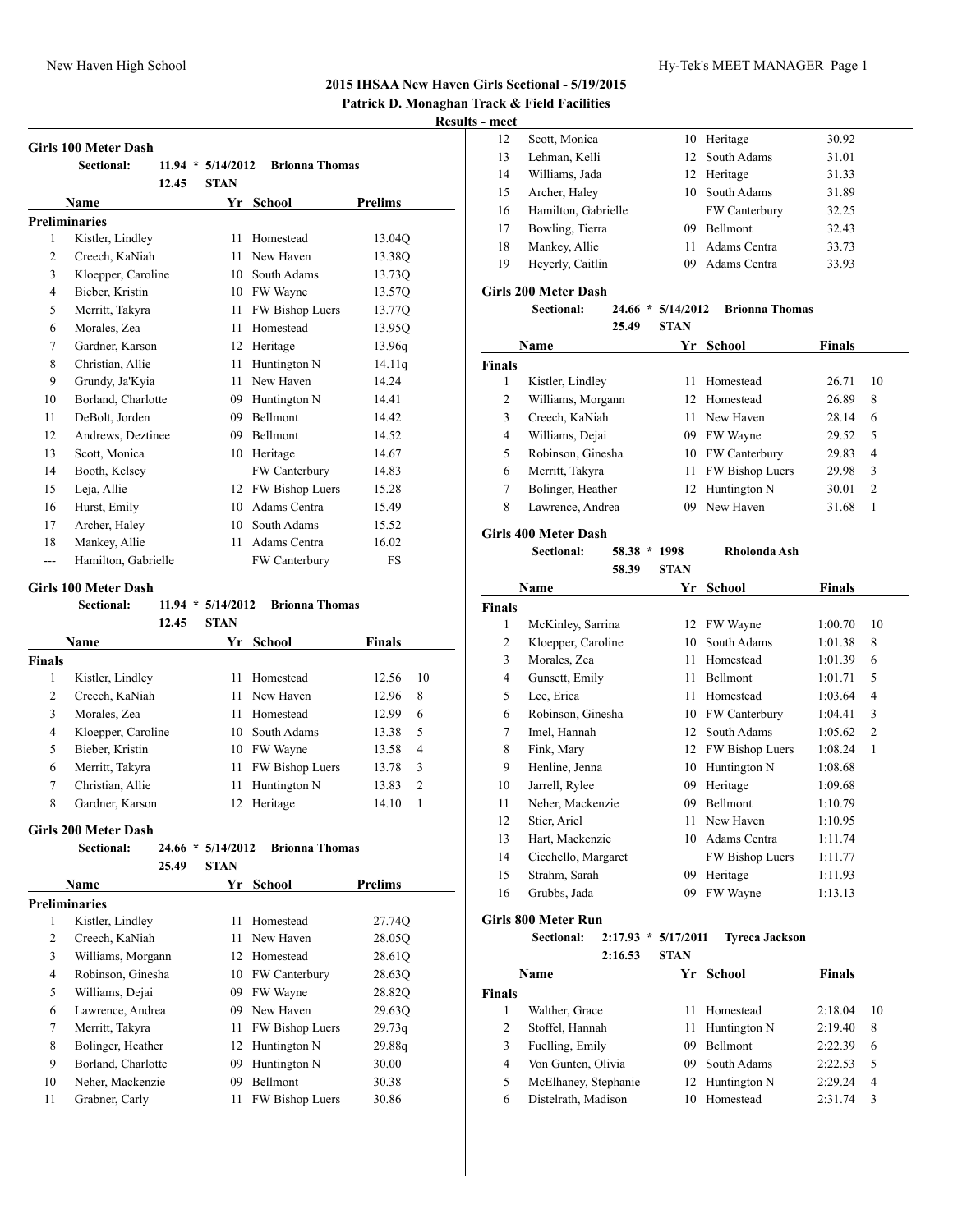# 2015 IHSAA New Haven Girls Sectional - 5/19/2015

**Patrick D. Monaghan Track & Field Facilities**

**Results - meet**

## Girls 100 Meter Dash

**Sectional:** 11.94 * 5/14/2012 **Brionna Thomas**

12.45 **STAN**

### Preliminaries

| | Name | Yr | School | Prelims |
|---|---|---|---|---|
| 1 | Kistler, Lindley | 11 | Homestead | 13.04Q |
| 2 | Creech, KaNiah | 11 | New Haven | 13.38Q |
| 3 | Kloepper, Caroline | 10 | South Adams | 13.73Q |
| 4 | Bieber, Kristin | 10 | FW Wayne | 13.57Q |
| 5 | Merritt, Takyra | 11 | FW Bishop Luers | 13.77Q |
| 6 | Morales, Zea | 11 | Homestead | 13.95Q |
| 7 | Gardner, Karson | 12 | Heritage | 13.96q |
| 8 | Christian, Allie | 11 | Huntington N | 14.11q |
| 9 | Grundy, Ja'Kyia | 11 | New Haven | 14.24 |
| 10 | Borland, Charlotte | 09 | Huntington N | 14.41 |
| 11 | DeBolt, Jorden | 09 | Bellmont | 14.42 |
| 12 | Andrews, Deztinee | 09 | Bellmont | 14.52 |
| 13 | Scott, Monica | 10 | Heritage | 14.67 |
| 14 | Booth, Kelsey | | FW Canterbury | 14.83 |
| 15 | Leja, Allie | 12 | FW Bishop Luers | 15.28 |
| 16 | Hurst, Emily | 10 | Adams Centra | 15.49 |
| 17 | Archer, Haley | 10 | South Adams | 15.52 |
| 18 | Mankey, Allie | 11 | Adams Centra | 16.02 |
| --- | Hamilton, Gabrielle | | FW Canterbury | FS |

## Girls 100 Meter Dash

**Sectional:** 11.94 * 5/14/2012 **Brionna Thomas**

12.45 **STAN**

### Finals

| | Name | Yr | School | Finals | |
|---|---|---|---|---|---|
| 1 | Kistler, Lindley | 11 | Homestead | 12.56 | 10 |
| 2 | Creech, KaNiah | 11 | New Haven | 12.96 | 8 |
| 3 | Morales, Zea | 11 | Homestead | 12.99 | 6 |
| 4 | Kloepper, Caroline | 10 | South Adams | 13.38 | 5 |
| 5 | Bieber, Kristin | 10 | FW Wayne | 13.58 | 4 |
| 6 | Merritt, Takyra | 11 | FW Bishop Luers | 13.78 | 3 |
| 7 | Christian, Allie | 11 | Huntington N | 13.83 | 2 |
| 8 | Gardner, Karson | 12 | Heritage | 14.10 | 1 |

## Girls 200 Meter Dash

**Sectional:** 24.66 * 5/14/2012 **Brionna Thomas**

25.49 **STAN**

### Preliminaries

| | Name | Yr | School | Prelims |
|---|---|---|---|---|
| 1 | Kistler, Lindley | 11 | Homestead | 27.74Q |
| 2 | Creech, KaNiah | 11 | New Haven | 28.05Q |
| 3 | Williams, Morgann | 12 | Homestead | 28.61Q |
| 4 | Robinson, Ginesha | 10 | FW Canterbury | 28.63Q |
| 5 | Williams, Dejai | 09 | FW Wayne | 28.82Q |
| 6 | Lawrence, Andrea | 09 | New Haven | 29.63Q |
| 7 | Merritt, Takyra | 11 | FW Bishop Luers | 29.73q |
| 8 | Bolinger, Heather | 12 | Huntington N | 29.88q |
| 9 | Borland, Charlotte | 09 | Huntington N | 30.00 |
| 10 | Neher, Mackenzie | 09 | Bellmont | 30.38 |
| 11 | Grabner, Carly | 11 | FW Bishop Luers | 30.86 |
| 12 | Scott, Monica | 10 | Heritage | 30.92 |
| 13 | Lehman, Kelli | 12 | South Adams | 31.01 |
| 14 | Williams, Jada | 12 | Heritage | 31.33 |
| 15 | Archer, Haley | 10 | South Adams | 31.89 |
| 16 | Hamilton, Gabrielle | | FW Canterbury | 32.25 |
| 17 | Bowling, Tierra | 09 | Bellmont | 32.43 |
| 18 | Mankey, Allie | 11 | Adams Centra | 33.73 |
| 19 | Heyerly, Caitlin | 09 | Adams Centra | 33.93 |

## Girls 200 Meter Dash

**Sectional:** 24.66 * 5/14/2012 **Brionna Thomas**

25.49 **STAN**

### Finals

| | Name | Yr | School | Finals | |
|---|---|---|---|---|---|
| 1 | Kistler, Lindley | 11 | Homestead | 26.71 | 10 |
| 2 | Williams, Morgann | 12 | Homestead | 26.89 | 8 |
| 3 | Creech, KaNiah | 11 | New Haven | 28.14 | 6 |
| 4 | Williams, Dejai | 09 | FW Wayne | 29.52 | 5 |
| 5 | Robinson, Ginesha | 10 | FW Canterbury | 29.83 | 4 |
| 6 | Merritt, Takyra | 11 | FW Bishop Luers | 29.98 | 3 |
| 7 | Bolinger, Heather | 12 | Huntington N | 30.01 | 2 |
| 8 | Lawrence, Andrea | 09 | New Haven | 31.68 | 1 |

## Girls 400 Meter Dash

**Sectional:** 58.38 * 1998 **Rholonda Ash**

58.39 **STAN**

### Finals

| | Name | Yr | School | Finals | |
|---|---|---|---|---|---|
| 1 | McKinley, Sarrina | 12 | FW Wayne | 1:00.70 | 10 |
| 2 | Kloepper, Caroline | 10 | South Adams | 1:01.38 | 8 |
| 3 | Morales, Zea | 11 | Homestead | 1:01.39 | 6 |
| 4 | Gunsett, Emily | 11 | Bellmont | 1:01.71 | 5 |
| 5 | Lee, Erica | 11 | Homestead | 1:03.64 | 4 |
| 6 | Robinson, Ginesha | 10 | FW Canterbury | 1:04.41 | 3 |
| 7 | Imel, Hannah | 12 | South Adams | 1:05.62 | 2 |
| 8 | Fink, Mary | 12 | FW Bishop Luers | 1:08.24 | 1 |
| 9 | Henline, Jenna | 10 | Huntington N | 1:08.68 | |
| 10 | Jarrell, Rylee | 09 | Heritage | 1:09.68 | |
| 11 | Neher, Mackenzie | 09 | Bellmont | 1:10.79 | |
| 12 | Stier, Ariel | 11 | New Haven | 1:10.95 | |
| 13 | Hart, Mackenzie | 10 | Adams Centra | 1:11.74 | |
| 14 | Cicchello, Margaret | | FW Bishop Luers | 1:11.77 | |
| 15 | Strahm, Sarah | 09 | Heritage | 1:11.93 | |
| 16 | Grubbs, Jada | 09 | FW Wayne | 1:13.13 | |

## Girls 800 Meter Run

**Sectional:** 2:17.93 * 5/17/2011 **Tyreca Jackson**

2:16.53 **STAN**

### Finals

| | Name | Yr | School | Finals | |
|---|---|---|---|---|---|
| 1 | Walther, Grace | 11 | Homestead | 2:18.04 | 10 |
| 2 | Stoffel, Hannah | 11 | Huntington N | 2:19.40 | 8 |
| 3 | Fuelling, Emily | 09 | Bellmont | 2:22.39 | 6 |
| 4 | Von Gunten, Olivia | 09 | South Adams | 2:22.53 | 5 |
| 5 | McElhaney, Stephanie | 12 | Huntington N | 2:29.24 | 4 |
| 6 | Distelrath, Madison | 10 | Homestead | 2:31.74 | 3 |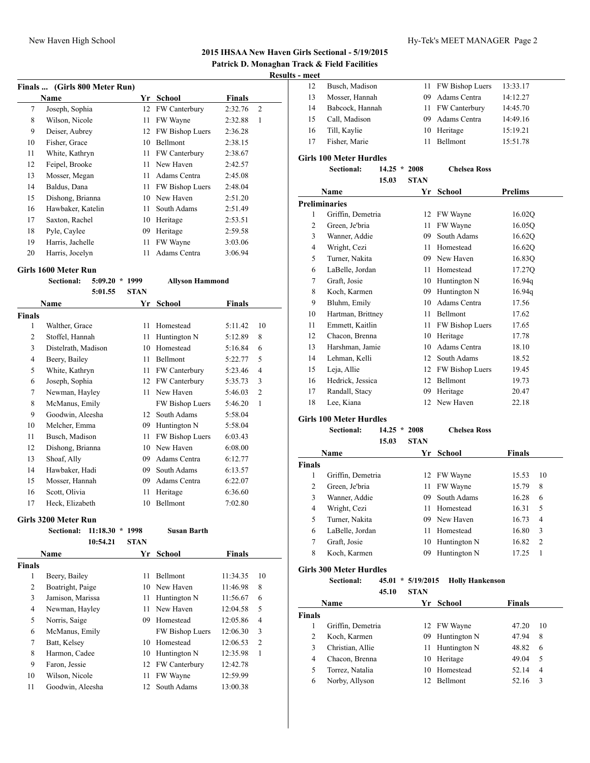## 2015 IHSAA New Haven Girls Sectional - 5/19/2015

**Patrick D. Monaghan Track & Field Facilities**

**Results - meet**

### Finals ... (Girls 800 Meter Run)

| | Name | Yr | School | Finals | |
|---|---|---|---|---|---|
| 7 | Joseph, Sophia | 12 | FW Canterbury | 2:32.76 | 2 |
| 8 | Wilson, Nicole | 11 | FW Wayne | 2:32.88 | 1 |
| 9 | Deiser, Aubrey | 12 | FW Bishop Luers | 2:36.28 | |
| 10 | Fisher, Grace | 10 | Bellmont | 2:38.15 | |
| 11 | White, Kathryn | 11 | FW Canterbury | 2:38.67 | |
| 12 | Feipel, Brooke | 11 | New Haven | 2:42.57 | |
| 13 | Mosser, Megan | 11 | Adams Centra | 2:45.08 | |
| 14 | Baldus, Dana | 11 | FW Bishop Luers | 2:48.04 | |
| 15 | Dishong, Brianna | 10 | New Haven | 2:51.20 | |
| 16 | Hawbaker, Katelin | 11 | South Adams | 2:51.49 | |
| 17 | Saxton, Rachel | 10 | Heritage | 2:53.51 | |
| 18 | Pyle, Caylee | 09 | Heritage | 2:59.58 | |
| 19 | Harris, Jachelle | 11 | FW Wayne | 3:03.06 | |
| 20 | Harris, Jocelyn | 11 | Adams Centra | 3:06.94 | |

### Girls 1600 Meter Run

Sectional: 5:09.20 * 1999 Allyson Hammond
5:01.55 STAN

| | Name | Yr | School | Finals | |
|---|---|---|---|---|---|
| **Finals** | | | | | |
| 1 | Walther, Grace | 11 | Homestead | 5:11.42 | 10 |
| 2 | Stoffel, Hannah | 11 | Huntington N | 5:12.89 | 8 |
| 3 | Distelrath, Madison | 10 | Homestead | 5:16.84 | 6 |
| 4 | Beery, Bailey | 11 | Bellmont | 5:22.77 | 5 |
| 5 | White, Kathryn | 11 | FW Canterbury | 5:23.46 | 4 |
| 6 | Joseph, Sophia | 12 | FW Canterbury | 5:35.73 | 3 |
| 7 | Newman, Hayley | 11 | New Haven | 5:46.03 | 2 |
| 8 | McManus, Emily | | FW Bishop Luers | 5:46.20 | 1 |
| 9 | Goodwin, Aleesha | 12 | South Adams | 5:58.04 | |
| 10 | Melcher, Emma | 09 | Huntington N | 5:58.04 | |
| 11 | Busch, Madison | 11 | FW Bishop Luers | 6:03.43 | |
| 12 | Dishong, Brianna | 10 | New Haven | 6:08.00 | |
| 13 | Shoaf, Ally | 09 | Adams Centra | 6:12.77 | |
| 14 | Hawbaker, Hadi | 09 | South Adams | 6:13.57 | |
| 15 | Mosser, Hannah | 09 | Adams Centra | 6:22.07 | |
| 16 | Scott, Olivia | 11 | Heritage | 6:36.60 | |
| 17 | Heck, Elizabeth | 10 | Bellmont | 7:02.80 | |

### Girls 3200 Meter Run

Sectional: 11:18.30 * 1998 Susan Barth
10:54.21 STAN

| | Name | Yr | School | Finals | |
|---|---|---|---|---|---|
| **Finals** | | | | | |
| 1 | Beery, Bailey | 11 | Bellmont | 11:34.35 | 10 |
| 2 | Boatright, Paige | 10 | New Haven | 11:46.98 | 8 |
| 3 | Jamison, Marissa | 11 | Huntington N | 11:56.67 | 6 |
| 4 | Newman, Hayley | 11 | New Haven | 12:04.58 | 5 |
| 5 | Norris, Saige | 09 | Homestead | 12:05.86 | 4 |
| 6 | McManus, Emily | | FW Bishop Luers | 12:06.30 | 3 |
| 7 | Batt, Kelsey | 10 | Homestead | 12:06.53 | 2 |
| 8 | Harmon, Cadee | 10 | Huntington N | 12:35.98 | 1 |
| 9 | Faron, Jessie | 12 | FW Canterbury | 12:42.78 | |
| 10 | Wilson, Nicole | 11 | FW Wayne | 12:59.99 | |
| 11 | Goodwin, Aleesha | 12 | South Adams | 13:00.38 | |
| 12 | Busch, Madison | 11 | FW Bishop Luers | 13:33.17 | |
| 13 | Mosser, Hannah | 09 | Adams Centra | 14:12.27 | |
| 14 | Babcock, Hannah | 11 | FW Canterbury | 14:45.70 | |
| 15 | Call, Madison | 09 | Adams Centra | 14:49.16 | |
| 16 | Till, Kaylie | 10 | Heritage | 15:19.21 | |
| 17 | Fisher, Marie | 11 | Bellmont | 15:51.78 | |

### Girls 100 Meter Hurdles

Sectional: 14.25 * 2008 Chelsea Ross
15.03 STAN

| | Name | Yr | School | Prelims |
|---|---|---|---|---|
| **Preliminaries** | | | | |
| 1 | Griffin, Demetria | 12 | FW Wayne | 16.02Q |
| 2 | Green, Je'bria | 11 | FW Wayne | 16.05Q |
| 3 | Wanner, Addie | 09 | South Adams | 16.62Q |
| 4 | Wright, Cezi | 11 | Homestead | 16.62Q |
| 5 | Turner, Nakita | 09 | New Haven | 16.83Q |
| 6 | LaBelle, Jordan | 11 | Homestead | 17.27Q |
| 7 | Graft, Josie | 10 | Huntington N | 16.94q |
| 8 | Koch, Karmen | 09 | Huntington N | 16.94q |
| 9 | Bluhm, Emily | 10 | Adams Centra | 17.56 |
| 10 | Hartman, Brittney | 11 | Bellmont | 17.62 |
| 11 | Emmett, Kaitlin | 11 | FW Bishop Luers | 17.65 |
| 12 | Chacon, Brenna | 10 | Heritage | 17.78 |
| 13 | Harshman, Jamie | 10 | Adams Centra | 18.10 |
| 14 | Lehman, Kelli | 12 | South Adams | 18.52 |
| 15 | Leja, Allie | 12 | FW Bishop Luers | 19.45 |
| 16 | Hedrick, Jessica | 12 | Bellmont | 19.73 |
| 17 | Randall, Stacy | 09 | Heritage | 20.47 |
| 18 | Lee, Kiana | 12 | New Haven | 22.18 |

### Girls 100 Meter Hurdles

Sectional: 14.25 * 2008 Chelsea Ross
15.03 STAN

| | Name | Yr | School | Finals | |
|---|---|---|---|---|---|
| **Finals** | | | | | |
| 1 | Griffin, Demetria | 12 | FW Wayne | 15.53 | 10 |
| 2 | Green, Je'bria | 11 | FW Wayne | 15.79 | 8 |
| 3 | Wanner, Addie | 09 | South Adams | 16.28 | 6 |
| 4 | Wright, Cezi | 11 | Homestead | 16.31 | 5 |
| 5 | Turner, Nakita | 09 | New Haven | 16.73 | 4 |
| 6 | LaBelle, Jordan | 11 | Homestead | 16.80 | 3 |
| 7 | Graft, Josie | 10 | Huntington N | 16.82 | 2 |
| 8 | Koch, Karmen | 09 | Huntington N | 17.25 | 1 |

### Girls 300 Meter Hurdles

Sectional: 45.01 * 5/19/2015 Holly Hankenson
45.10 STAN

| | Name | Yr | School | Finals | |
|---|---|---|---|---|---|
| **Finals** | | | | | |
| 1 | Griffin, Demetria | 12 | FW Wayne | 47.20 | 10 |
| 2 | Koch, Karmen | 09 | Huntington N | 47.94 | 8 |
| 3 | Christian, Allie | 11 | Huntington N | 48.82 | 6 |
| 4 | Chacon, Brenna | 10 | Heritage | 49.04 | 5 |
| 5 | Torrez, Natalia | 10 | Homestead | 52.14 | 4 |
| 6 | Norby, Allyson | 12 | Bellmont | 52.16 | 3 |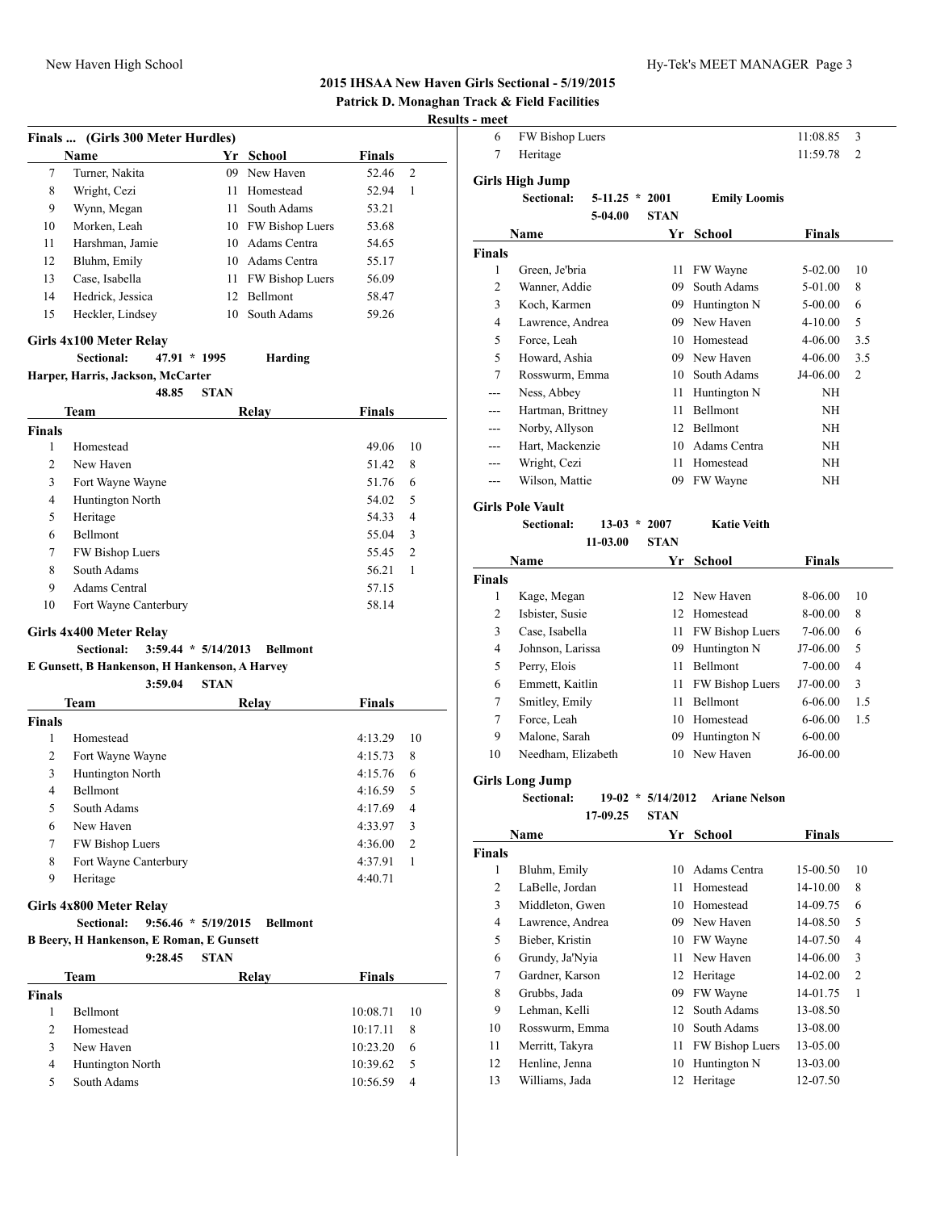## 2015 IHSAA New Haven Girls Sectional - 5/19/2015
### Patrick D. Monaghan Track & Field Facilities
**Results - meet**

### Finals ... (Girls 300 Meter Hurdles)

| | Name | Yr | School | Finals | |
|---|---|---|---|---|---|
| 7 | Turner, Nakita | 09 | New Haven | 52.46 | 2 |
| 8 | Wright, Cezi | 11 | Homestead | 52.94 | 1 |
| 9 | Wynn, Megan | 11 | South Adams | 53.21 | |
| 10 | Morken, Leah | 10 | FW Bishop Luers | 53.68 | |
| 11 | Harshman, Jamie | 10 | Adams Centra | 54.65 | |
| 12 | Bluhm, Emily | 10 | Adams Centra | 55.17 | |
| 13 | Case, Isabella | 11 | FW Bishop Luers | 56.09 | |
| 14 | Hedrick, Jessica | 12 | Bellmont | 58.47 | |
| 15 | Heckler, Lindsey | 10 | South Adams | 59.26 | |

### Girls 4x100 Meter Relay

**Sectional: 47.91 * 1995 Harding**
**Harper, Harris, Jackson, McCarter**
**48.85 STAN**

| | Team | Relay | Finals | |
|---|---|---|---|---|
| **Finals** | | | | |
| 1 | Homestead | | 49.06 | 10 |
| 2 | New Haven | | 51.42 | 8 |
| 3 | Fort Wayne Wayne | | 51.76 | 6 |
| 4 | Huntington North | | 54.02 | 5 |
| 5 | Heritage | | 54.33 | 4 |
| 6 | Bellmont | | 55.04 | 3 |
| 7 | FW Bishop Luers | | 55.45 | 2 |
| 8 | South Adams | | 56.21 | 1 |
| 9 | Adams Central | | 57.15 | |
| 10 | Fort Wayne Canterbury | | 58.14 | |

### Girls 4x400 Meter Relay

**Sectional: 3:59.44 * 5/14/2013 Bellmont**
**E Gunsett, B Hankenson, H Hankenson, A Harvey**
**3:59.04 STAN**

| | Team | Relay | Finals | |
|---|---|---|---|---|
| **Finals** | | | | |
| 1 | Homestead | | 4:13.29 | 10 |
| 2 | Fort Wayne Wayne | | 4:15.73 | 8 |
| 3 | Huntington North | | 4:15.76 | 6 |
| 4 | Bellmont | | 4:16.59 | 5 |
| 5 | South Adams | | 4:17.69 | 4 |
| 6 | New Haven | | 4:33.97 | 3 |
| 7 | FW Bishop Luers | | 4:36.00 | 2 |
| 8 | Fort Wayne Canterbury | | 4:37.91 | 1 |
| 9 | Heritage | | 4:40.71 | |

### Girls 4x800 Meter Relay

**Sectional: 9:56.46 * 5/19/2015 Bellmont**
**B Beery, H Hankenson, E Roman, E Gunsett**
**9:28.45 STAN**

| | Team | Relay | Finals | |
|---|---|---|---|---|
| **Finals** | | | | |
| 1 | Bellmont | | 10:08.71 | 10 |
| 2 | Homestead | | 10:17.11 | 8 |
| 3 | New Haven | | 10:23.20 | 6 |
| 4 | Huntington North | | 10:39.62 | 5 |
| 5 | South Adams | | 10:56.59 | 4 |
| 6 | FW Bishop Luers | | 11:08.85 | 3 |
| 7 | Heritage | | 11:59.78 | 2 |

### Girls High Jump

**Sectional: 5-11.25 * 2001 Emily Loomis**
**5-04.00 STAN**

| | Name | Yr | School | Finals | |
|---|---|---|---|---|---|
| **Finals** | | | | | |
| 1 | Green, Je'bria | 11 | FW Wayne | 5-02.00 | 10 |
| 2 | Wanner, Addie | 09 | South Adams | 5-01.00 | 8 |
| 3 | Koch, Karmen | 09 | Huntington N | 5-00.00 | 6 |
| 4 | Lawrence, Andrea | 09 | New Haven | 4-10.00 | 5 |
| 5 | Force, Leah | 10 | Homestead | 4-06.00 | 3.5 |
| 5 | Howard, Ashia | 09 | New Haven | 4-06.00 | 3.5 |
| 7 | Rosswurm, Emma | 10 | South Adams | J4-06.00 | 2 |
| --- | Ness, Abbey | 11 | Huntington N | NH | |
| --- | Hartman, Brittney | 11 | Bellmont | NH | |
| --- | Norby, Allyson | 12 | Bellmont | NH | |
| --- | Hart, Mackenzie | 10 | Adams Centra | NH | |
| --- | Wright, Cezi | 11 | Homestead | NH | |
| --- | Wilson, Mattie | 09 | FW Wayne | NH | |

### Girls Pole Vault

**Sectional: 13-03 * 2007 Katie Veith**
**11-03.00 STAN**

| | Name | Yr | School | Finals | |
|---|---|---|---|---|---|
| **Finals** | | | | | |
| 1 | Kage, Megan | 12 | New Haven | 8-06.00 | 10 |
| 2 | Isbister, Susie | 12 | Homestead | 8-00.00 | 8 |
| 3 | Case, Isabella | 11 | FW Bishop Luers | 7-06.00 | 6 |
| 4 | Johnson, Larissa | 09 | Huntington N | J7-06.00 | 5 |
| 5 | Perry, Elois | 11 | Bellmont | 7-00.00 | 4 |
| 6 | Emmett, Kaitlin | 11 | FW Bishop Luers | J7-00.00 | 3 |
| 7 | Smitley, Emily | 11 | Bellmont | 6-06.00 | 1.5 |
| 7 | Force, Leah | 10 | Homestead | 6-06.00 | 1.5 |
| 9 | Malone, Sarah | 09 | Huntington N | 6-00.00 | |
| 10 | Needham, Elizabeth | 10 | New Haven | J6-00.00 | |

### Girls Long Jump

**Sectional: 19-02 * 5/14/2012 Ariane Nelson**
**17-09.25 STAN**

| | Name | Yr | School | Finals | |
|---|---|---|---|---|---|
| **Finals** | | | | | |
| 1 | Bluhm, Emily | 10 | Adams Centra | 15-00.50 | 10 |
| 2 | LaBelle, Jordan | 11 | Homestead | 14-10.00 | 8 |
| 3 | Middleton, Gwen | 10 | Homestead | 14-09.75 | 6 |
| 4 | Lawrence, Andrea | 09 | New Haven | 14-08.50 | 5 |
| 5 | Bieber, Kristin | 10 | FW Wayne | 14-07.50 | 4 |
| 6 | Grundy, Ja'Nyia | 11 | New Haven | 14-06.00 | 3 |
| 7 | Gardner, Karson | 12 | Heritage | 14-02.00 | 2 |
| 8 | Grubbs, Jada | 09 | FW Wayne | 14-01.75 | 1 |
| 9 | Lehman, Kelli | 12 | South Adams | 13-08.50 | |
| 10 | Rosswurm, Emma | 10 | South Adams | 13-08.00 | |
| 11 | Merritt, Takyra | 11 | FW Bishop Luers | 13-05.00 | |
| 12 | Henline, Jenna | 10 | Huntington N | 13-03.00 | |
| 13 | Williams, Jada | 12 | Heritage | 12-07.50 | |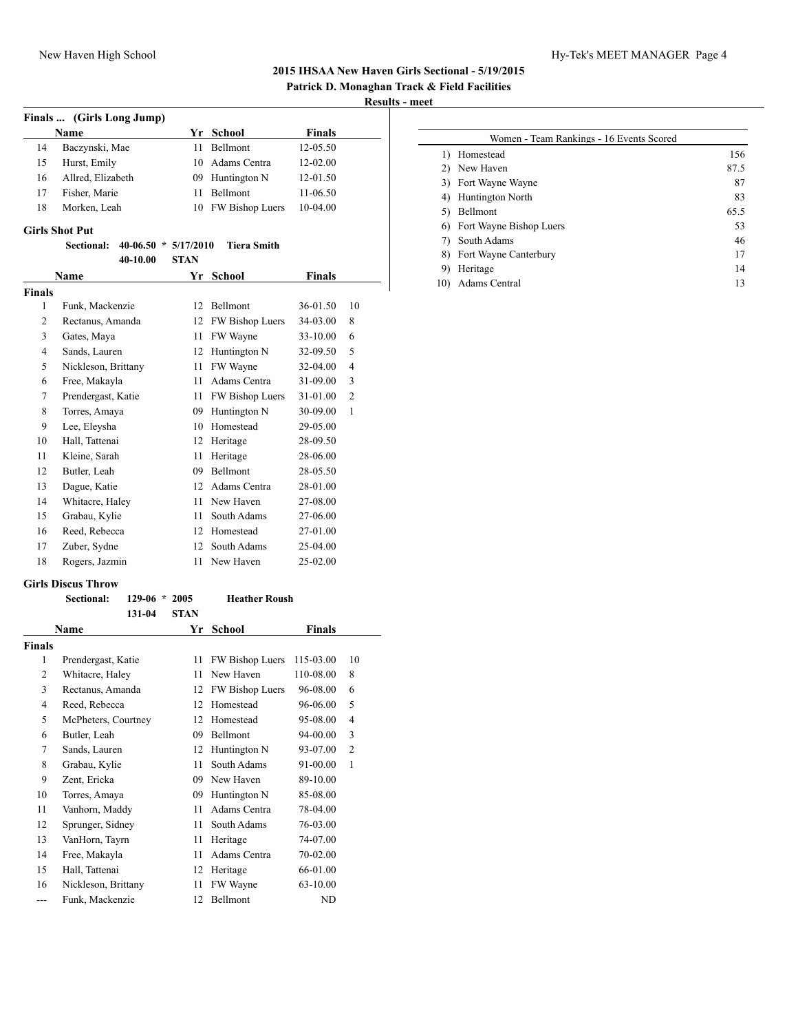## 2015 IHSAA New Haven Girls Sectional - 5/19/2015

**Patrick D. Monaghan Track & Field Facilities**

**Results - meet**

### Finals ... (Girls Long Jump)

| | Name | Yr | School | Finals |
|---|---|---|---|---|
| 14 | Baczynski, Mae | 11 | Bellmont | 12-05.50 |
| 15 | Hurst, Emily | 10 | Adams Centra | 12-02.00 |
| 16 | Allred, Elizabeth | 09 | Huntington N | 12-01.50 |
| 17 | Fisher, Marie | 11 | Bellmont | 11-06.50 |
| 18 | Morken, Leah | 10 | FW Bishop Luers | 10-04.00 |

### Girls Shot Put

**Sectional: 40-06.50 * 5/17/2010 Tiera Smith**

**40-10.00 STAN**

**Finals**

| | Name | Yr | School | Finals | |
|---|---|---|---|---|---|
| 1 | Funk, Mackenzie | 12 | Bellmont | 36-01.50 | 10 |
| 2 | Rectanus, Amanda | 12 | FW Bishop Luers | 34-03.00 | 8 |
| 3 | Gates, Maya | 11 | FW Wayne | 33-10.00 | 6 |
| 4 | Sands, Lauren | 12 | Huntington N | 32-09.50 | 5 |
| 5 | Nickleson, Brittany | 11 | FW Wayne | 32-04.00 | 4 |
| 6 | Free, Makayla | 11 | Adams Centra | 31-09.00 | 3 |
| 7 | Prendergast, Katie | 11 | FW Bishop Luers | 31-01.00 | 2 |
| 8 | Torres, Amaya | 09 | Huntington N | 30-09.00 | 1 |
| 9 | Lee, Eleysha | 10 | Homestead | 29-05.00 | |
| 10 | Hall, Tattenai | 12 | Heritage | 28-09.50 | |
| 11 | Kleine, Sarah | 11 | Heritage | 28-06.00 | |
| 12 | Butler, Leah | 09 | Bellmont | 28-05.50 | |
| 13 | Dague, Katie | 12 | Adams Centra | 28-01.00 | |
| 14 | Whitacre, Haley | 11 | New Haven | 27-08.00 | |
| 15 | Grabau, Kylie | 11 | South Adams | 27-06.00 | |
| 16 | Reed, Rebecca | 12 | Homestead | 27-01.00 | |
| 17 | Zuber, Sydne | 12 | South Adams | 25-04.00 | |
| 18 | Rogers, Jazmin | 11 | New Haven | 25-02.00 | |

### Girls Discus Throw

**Sectional: 129-06 * 2005 Heather Roush**

**131-04 STAN**

**Finals**

| | Name | Yr | School | Finals | |
|---|---|---|---|---|---|
| 1 | Prendergast, Katie | 11 | FW Bishop Luers | 115-03.00 | 10 |
| 2 | Whitacre, Haley | 11 | New Haven | 110-08.00 | 8 |
| 3 | Rectanus, Amanda | 12 | FW Bishop Luers | 96-08.00 | 6 |
| 4 | Reed, Rebecca | 12 | Homestead | 96-06.00 | 5 |
| 5 | McPheters, Courtney | 12 | Homestead | 95-08.00 | 4 |
| 6 | Butler, Leah | 09 | Bellmont | 94-00.00 | 3 |
| 7 | Sands, Lauren | 12 | Huntington N | 93-07.00 | 2 |
| 8 | Grabau, Kylie | 11 | South Adams | 91-00.00 | 1 |
| 9 | Zent, Ericka | 09 | New Haven | 89-10.00 | |
| 10 | Torres, Amaya | 09 | Huntington N | 85-08.00 | |
| 11 | Vanhorn, Maddy | 11 | Adams Centra | 78-04.00 | |
| 12 | Sprunger, Sidney | 11 | South Adams | 76-03.00 | |
| 13 | VanHorn, Tayrn | 11 | Heritage | 74-07.00 | |
| 14 | Free, Makayla | 11 | Adams Centra | 70-02.00 | |
| 15 | Hall, Tattenai | 12 | Heritage | 66-01.00 | |
| 16 | Nickleson, Brittany | 11 | FW Wayne | 63-10.00 | |
| --- | Funk, Mackenzie | 12 | Bellmont | ND | |

### Women - Team Rankings - 16 Events Scored

| | | |
|---|---|---|
| 1) | Homestead | 156 |
| 2) | New Haven | 87.5 |
| 3) | Fort Wayne Wayne | 87 |
| 4) | Huntington North | 83 |
| 5) | Bellmont | 65.5 |
| 6) | Fort Wayne Bishop Luers | 53 |
| 7) | South Adams | 46 |
| 8) | Fort Wayne Canterbury | 17 |
| 9) | Heritage | 14 |
| 10) | Adams Central | 13 |